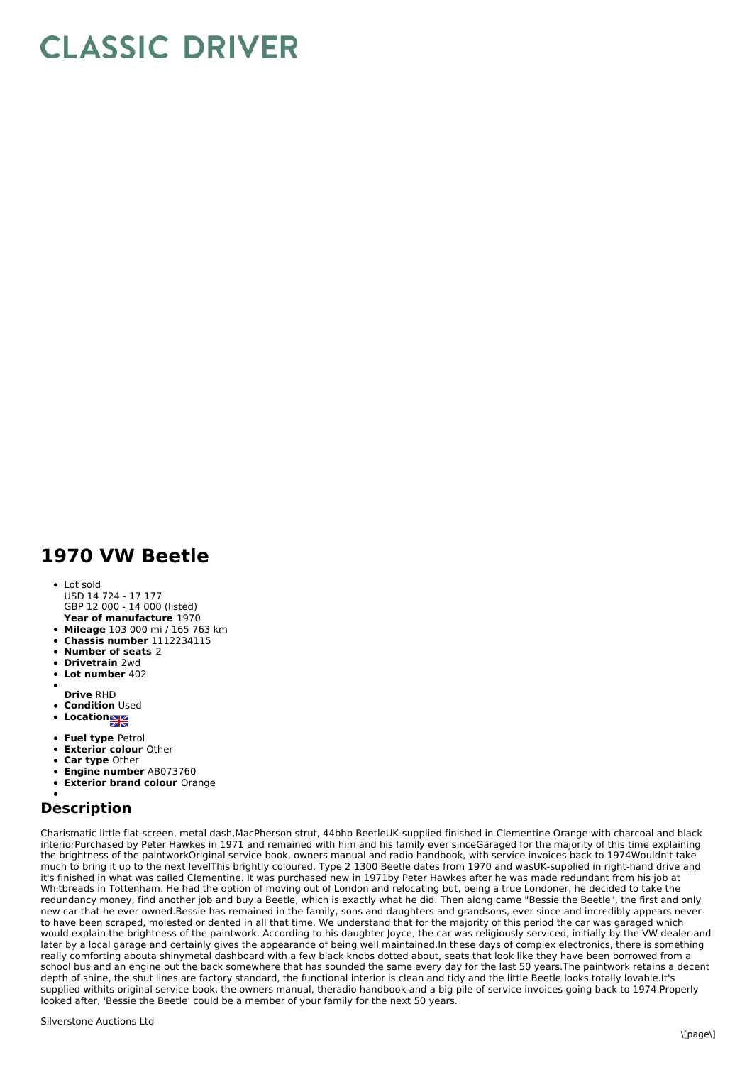# CLASSIC DRIVER

## 1970 VW Beetle

- Lot sold  
  USD 14 724 - 17 177  
  GBP 12 000 - 14 000 (listed)  
  **Year of manufacture** 1970
- **Mileage** 103 000 mi / 165 763 km
- **Chassis number** 1112234115
- **Number of seats** 2
- **Drivetrain** 2wd
- **Lot number** 402
- **Drive** RHD
- **Condition** Used
- **Location**
- **Fuel type** Petrol
- **Exterior colour** Other
- **Car type** Other
- **Engine number** AB073760
- **Exterior brand colour** Orange

## Description

Charismatic little flat-screen, metal dash,MacPherson strut, 44bhp BeetleUK-supplied finished in Clementine Orange with charcoal and black interiorPurchased by Peter Hawkes in 1971 and remained with him and his family ever sinceGaraged for the majority of this time explaining the brightness of the paintworkOriginal service book, owners manual and radio handbook, with service invoices back to 1974Wouldn't take much to bring it up to the next levelThis brightly coloured, Type 2 1300 Beetle dates from 1970 and wasUK-supplied in right-hand drive and it's finished in what was called Clementine. It was purchased new in 1971by Peter Hawkes after he was made redundant from his job at Whitbreads in Tottenham. He had the option of moving out of London and relocating but, being a true Londoner, he decided to take the redundancy money, find another job and buy a Beetle, which is exactly what he did. Then along came "Bessie the Beetle", the first and only new car that he ever owned.Bessie has remained in the family, sons and daughters and grandsons, ever since and incredibly appears never to have been scraped, molested or dented in all that time. We understand that for the majority of this period the car was garaged which would explain the brightness of the paintwork. According to his daughter Joyce, the car was religiously serviced, initially by the VW dealer and later by a local garage and certainly gives the appearance of being well maintained.In these days of complex electronics, there is something really comforting abouta shinymetal dashboard with a few black knobs dotted about, seats that look like they have been borrowed from a school bus and an engine out the back somewhere that has sounded the same every day for the last 50 years.The paintwork retains a decent depth of shine, the shut lines are factory standard, the functional interior is clean and tidy and the little Beetle looks totally lovable.It's supplied withits original service book, the owners manual, theradio handbook and a big pile of service invoices going back to 1974.Properly looked after, 'Bessie the Beetle' could be a member of your family for the next 50 years.

Silverstone Auctions Ltd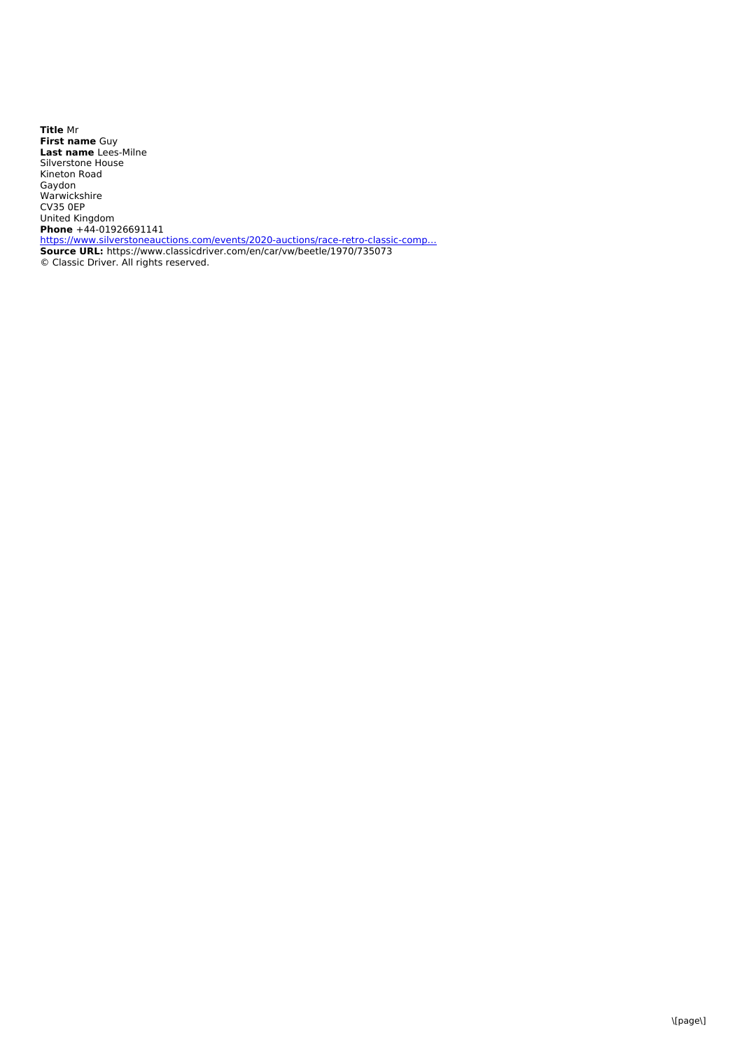**Title** Mr
**First name** Guy
**Last name** Lees-Milne
Silverstone House
Kineton Road
Gaydon
Warwickshire
CV35 0EP
United Kingdom
**Phone** +44-01926691141
https://www.silverstoneauctions.com/events/2020-auctions/race-retro-classic-comp...
**Source URL:** https://www.classicdriver.com/en/car/vw/beetle/1970/735073
© Classic Driver. All rights reserved.